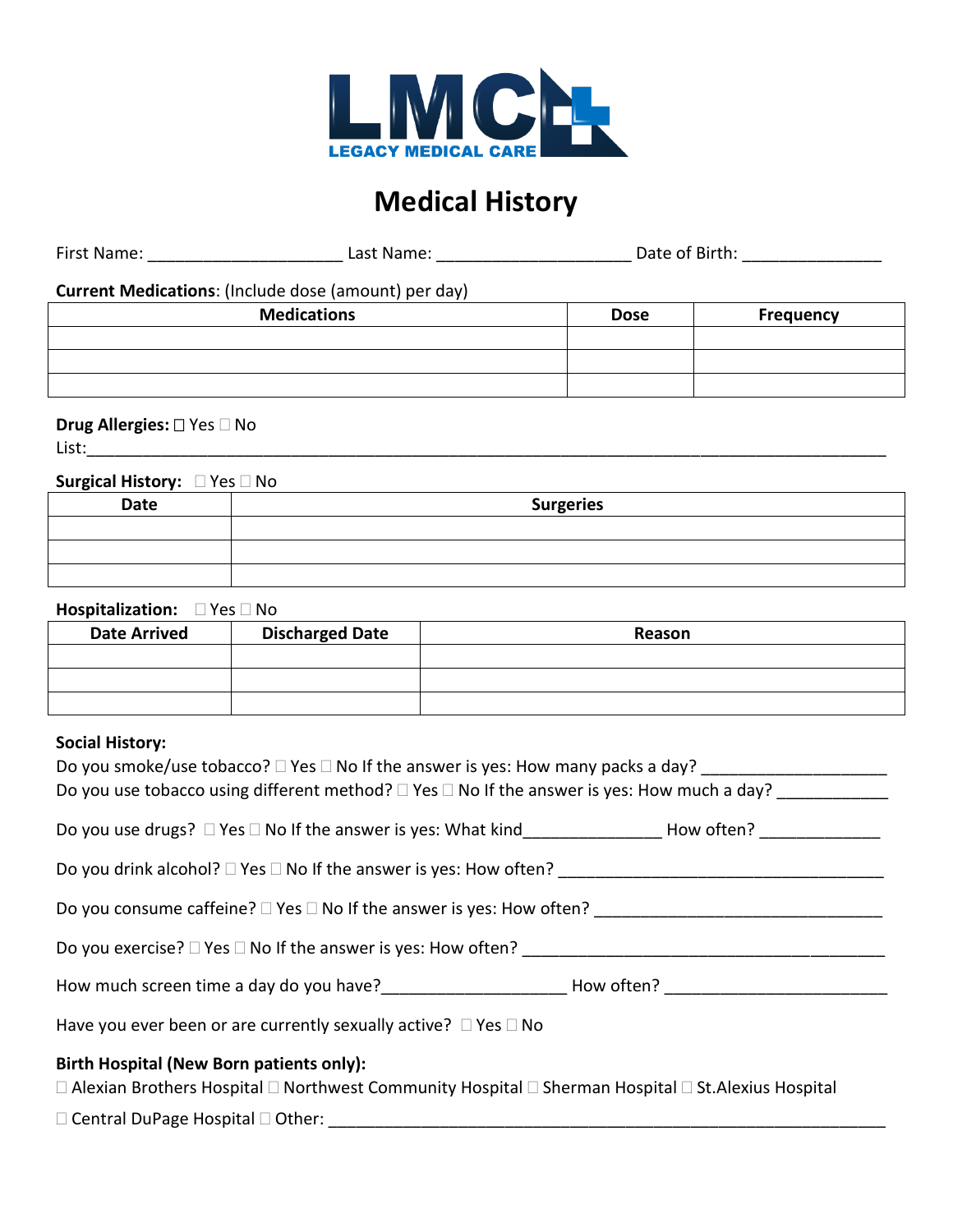LMC LEGACY MEDICAL CARE

# Medical History

First Name: ____________________ Last Name: ____________________ Date of Birth: ______________

**Current Medications**: (Include dose (amount) per day)

| Medications | Dose | Frequency |
|---|---|---|
| | | |
| | | |
| | | |

**Drug Allergies:** ☐ Yes ☐ No
List:_______________________________________________________________________________

**Surgical History:** ☐ Yes ☐ No

| Date | Surgeries |
|---|---|
| | |
| | |
| | |

**Hospitalization:** ☐ Yes ☐ No

| Date Arrived | Discharged Date | Reason |
|---|---|---|
| | | |
| | | |
| | | |

**Social History:**

Do you smoke/use tobacco? ☐ Yes ☐ No If the answer is yes: How many packs a day? ___________________

Do you use tobacco using different method? ☐ Yes ☐ No If the answer is yes: How much a day? ___________

Do you use drugs? ☐ Yes ☐ No If the answer is yes: What kind_______________ How often? _____________

Do you drink alcohol? ☐ Yes ☐ No If the answer is yes: How often? ___________________________________

Do you consume caffeine? ☐ Yes ☐ No If the answer is yes: How often? ______________________________

Do you exercise? ☐ Yes ☐ No If the answer is yes: How often? _______________________________________

How much screen time a day do you have?____________________ How often? _______________________

Have you ever been or are currently sexually active? ☐ Yes ☐ No

**Birth Hospital (New Born patients only):**

☐ Alexian Brothers Hospital ☐ Northwest Community Hospital ☐ Sherman Hospital ☐ St.Alexius Hospital

☐ Central DuPage Hospital ☐ Other: _______________________________________________________________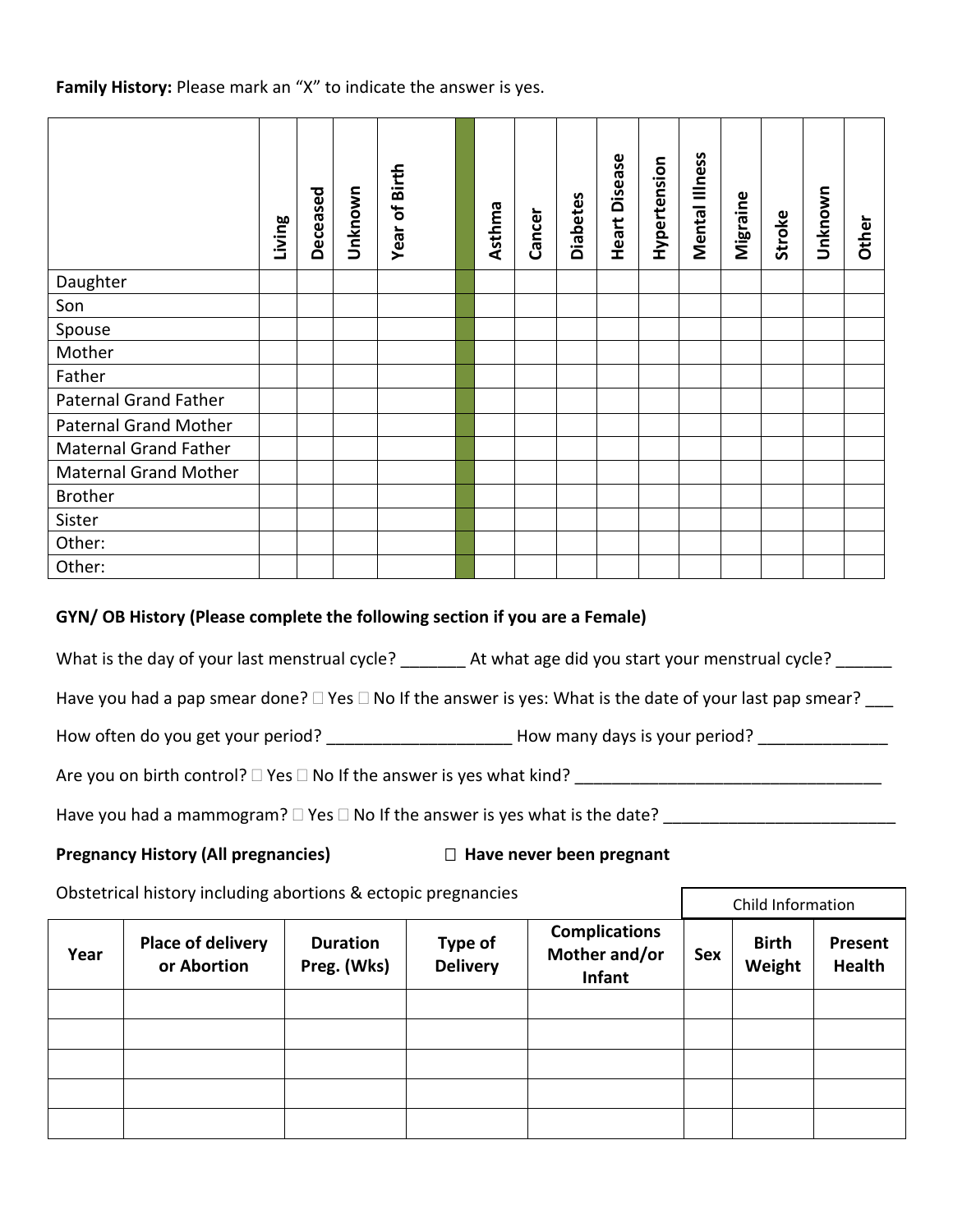**Family History:** Please mark an "X" to indicate the answer is yes.

| | Living | Deceased | Unknown | Year of Birth | | Asthma | Cancer | Diabetes | Heart Disease | Hypertension | Mental Illness | Migraine | Stroke | Unknown | Other |
|---|---|---|---|---|---|---|---|---|---|---|---|---|---|---|---|
| Daughter | | | | | | | | | | | | | | | |
| Son | | | | | | | | | | | | | | | |
| Spouse | | | | | | | | | | | | | | | |
| Mother | | | | | | | | | | | | | | | |
| Father | | | | | | | | | | | | | | | |
| Paternal Grand Father | | | | | | | | | | | | | | | |
| Paternal Grand Mother | | | | | | | | | | | | | | | |
| Maternal Grand Father | | | | | | | | | | | | | | | |
| Maternal Grand Mother | | | | | | | | | | | | | | | |
| Brother | | | | | | | | | | | | | | | |
| Sister | | | | | | | | | | | | | | | |
| Other: | | | | | | | | | | | | | | | |
| Other: | | | | | | | | | | | | | | | |

**GYN/ OB History (Please complete the following section if you are a Female)**

What is the day of your last menstrual cycle? _______ At what age did you start your menstrual cycle? ______

Have you had a pap smear done? ☐ Yes ☐ No If the answer is yes: What is the date of your last pap smear? ___

How often do you get your period? ____________________ How many days is your period? ______________

Are you on birth control? ☐ Yes ☐ No If the answer is yes what kind? __________________________________

Have you had a mammogram? ☐ Yes ☐ No If the answer is yes what is the date? _________________________

**Pregnancy History (All pregnancies)** ☐ **Have never been pregnant**

Obstetrical history including abortions & ectopic pregnancies

| | | | | | Child Information | | |
|---|---|---|---|---|---|---|---|
| **Year** | **Place of delivery or Abortion** | **Duration Preg. (Wks)** | **Type of Delivery** | **Complications Mother and/or Infant** | **Sex** | **Birth Weight** | **Present Health** |
| | | | | | | | |
| | | | | | | | |
| | | | | | | | |
| | | | | | | | |
| | | | | | | | |